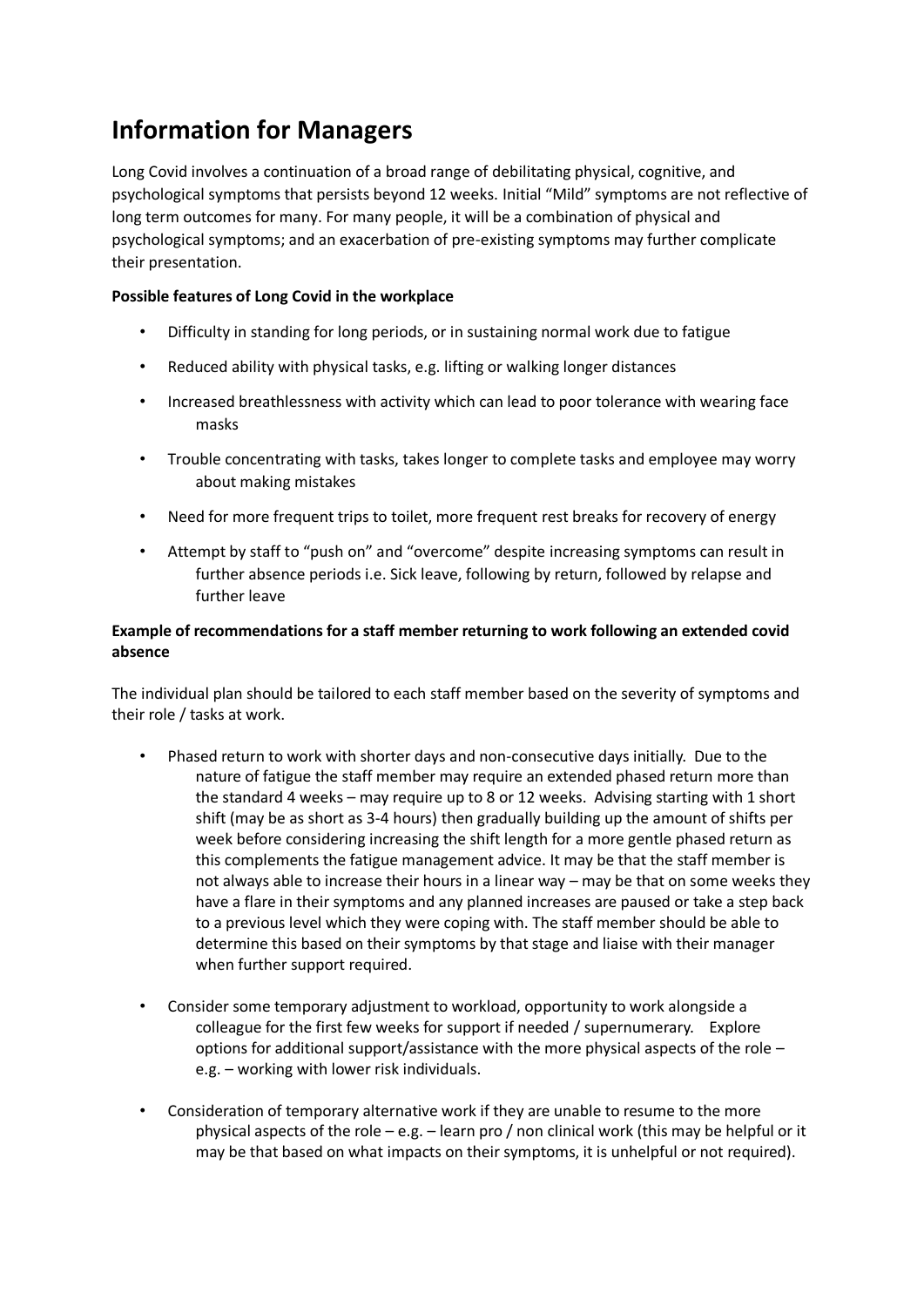# Information for Managers

Long Covid involves a continuation of a broad range of debilitating physical, cognitive, and psychological symptoms that persists beyond 12 weeks. Initial "Mild" symptoms are not reflective of long term outcomes for many. For many people, it will be a combination of physical and psychological symptoms; and an exacerbation of pre-existing symptoms may further complicate their presentation.

**Possible features of Long Covid in the workplace**

- Difficulty in standing for long periods, or in sustaining normal work due to fatigue
- Reduced ability with physical tasks, e.g. lifting or walking longer distances
- Increased breathlessness with activity which can lead to poor tolerance with wearing face masks
- Trouble concentrating with tasks, takes longer to complete tasks and employee may worry about making mistakes
- Need for more frequent trips to toilet, more frequent rest breaks for recovery of energy
- Attempt by staff to "push on" and "overcome" despite increasing symptoms can result in further absence periods i.e. Sick leave, following by return, followed by relapse and further leave

**Example of recommendations for a staff member returning to work following an extended covid absence**

The individual plan should be tailored to each staff member based on the severity of symptoms and their role / tasks at work.

- Phased return to work with shorter days and non-consecutive days initially. Due to the nature of fatigue the staff member may require an extended phased return more than the standard 4 weeks – may require up to 8 or 12 weeks. Advising starting with 1 short shift (may be as short as 3-4 hours) then gradually building up the amount of shifts per week before considering increasing the shift length for a more gentle phased return as this complements the fatigue management advice. It may be that the staff member is not always able to increase their hours in a linear way – may be that on some weeks they have a flare in their symptoms and any planned increases are paused or take a step back to a previous level which they were coping with. The staff member should be able to determine this based on their symptoms by that stage and liaise with their manager when further support required.

- Consider some temporary adjustment to workload, opportunity to work alongside a colleague for the first few weeks for support if needed / supernumerary. Explore options for additional support/assistance with the more physical aspects of the role – e.g. – working with lower risk individuals.

- Consideration of temporary alternative work if they are unable to resume to the more physical aspects of the role – e.g. – learn pro / non clinical work (this may be helpful or it may be that based on what impacts on their symptoms, it is unhelpful or not required).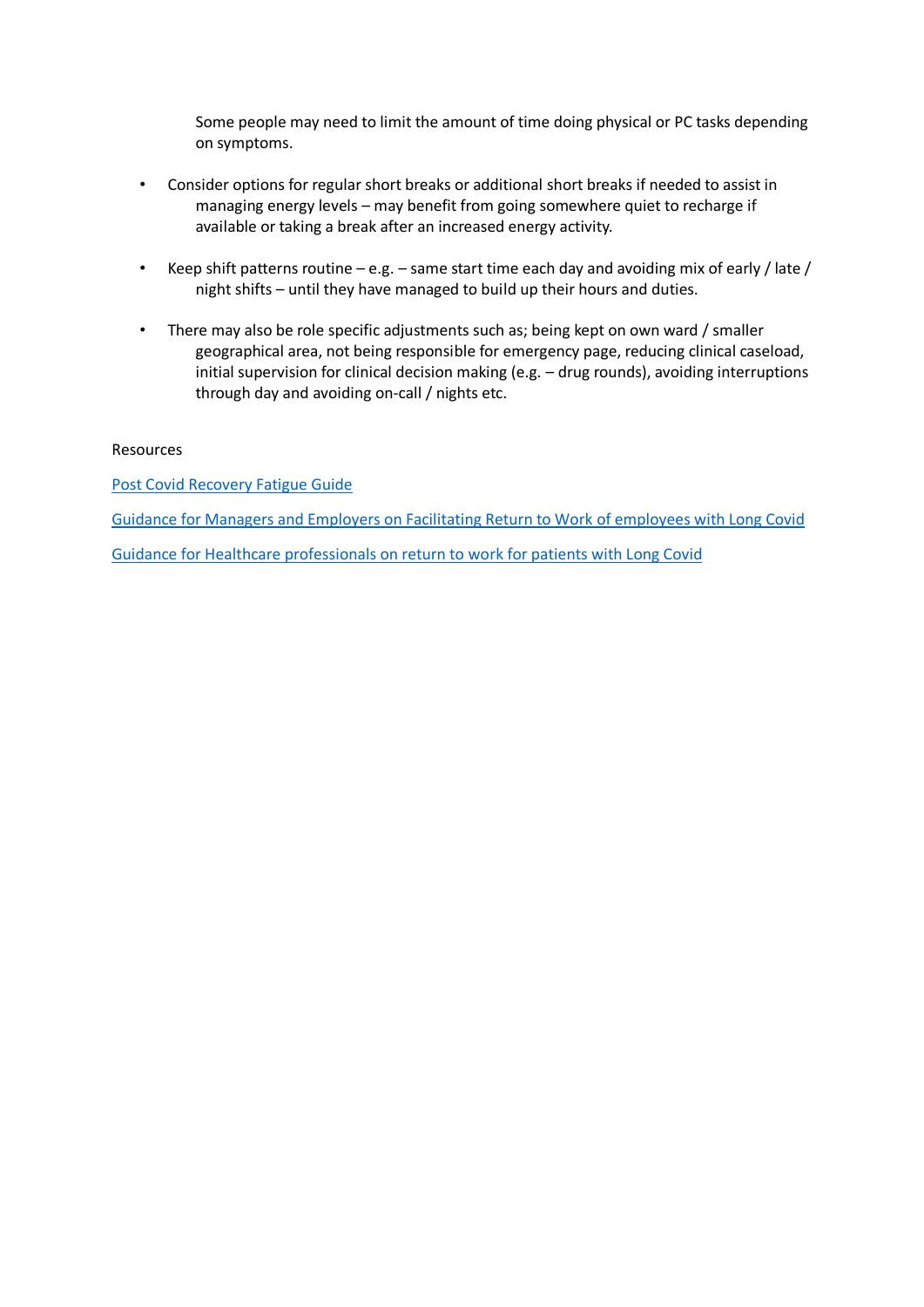Some people may need to limit the amount of time doing physical or PC tasks depending on symptoms.

- Consider options for regular short breaks or additional short breaks if needed to assist in managing energy levels – may benefit from going somewhere quiet to recharge if available or taking a break after an increased energy activity.

- Keep shift patterns routine – e.g. – same start time each day and avoiding mix of early / late / night shifts – until they have managed to build up their hours and duties.

- There may also be role specific adjustments such as; being kept on own ward / smaller geographical area, not being responsible for emergency page, reducing clinical caseload, initial supervision for clinical decision making (e.g. – drug rounds), avoiding interruptions through day and avoiding on-call / nights etc.

Resources

Post Covid Recovery Fatigue Guide

Guidance for Managers and Employers on Facilitating Return to Work of employees with Long Covid

Guidance for Healthcare professionals on return to work for patients with Long Covid